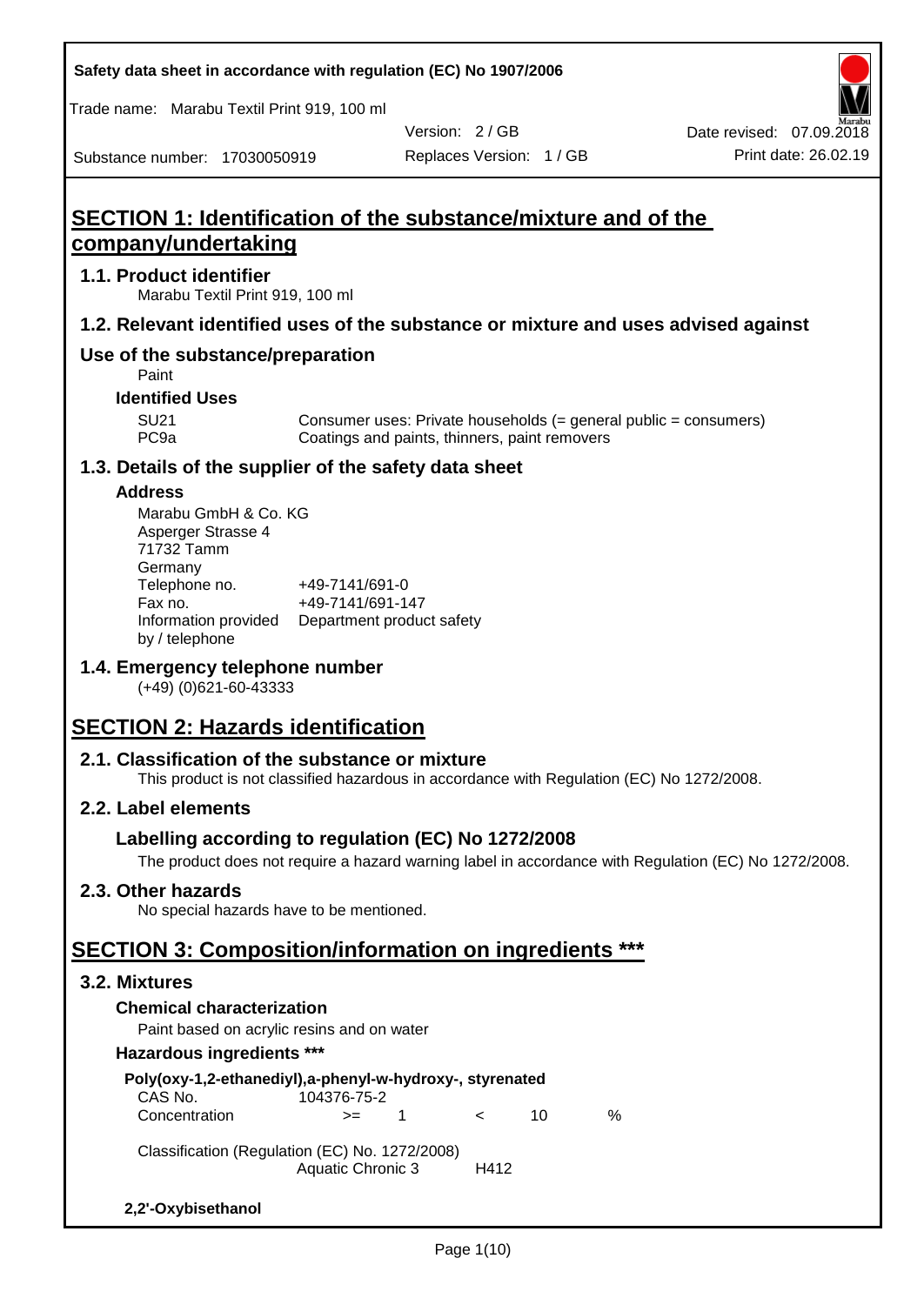Safety data sheet in accordance with regulation (EC) No 1907/2006

Trade name: Marabu Textil Print 919, 100 ml

Version: 2 / GB

Date revised: 07.09.2018

Substance number: 17030050919

Replaces Version: 1 / GB

Print date: 26.02.19

# SECTION 1: Identification of the substance/mixture and of the company/undertaking

## 1.1. Product identifier

Marabu Textil Print 919, 100 ml

## 1.2. Relevant identified uses of the substance or mixture and uses advised against

## Use of the substance/preparation

Paint

### Identified Uses

| | |
|---|---|
| SU21 | Consumer uses: Private households (= general public = consumers) |
| PC9a | Coatings and paints, thinners, paint removers |

## 1.3. Details of the supplier of the safety data sheet

### Address

Marabu GmbH & Co. KG
Asperger Strasse 4
71732 Tamm
Germany

| | |
|---|---|
| Telephone no. | +49-7141/691-0 |
| Fax no. | +49-7141/691-147 |
| Information provided by / telephone | Department product safety |

## 1.4. Emergency telephone number

(+49) (0)621-60-43333

# SECTION 2: Hazards identification

## 2.1. Classification of the substance or mixture

This product is not classified hazardous in accordance with Regulation (EC) No 1272/2008.

## 2.2. Label elements

### Labelling according to regulation (EC) No 1272/2008

The product does not require a hazard warning label in accordance with Regulation (EC) No 1272/2008.

## 2.3. Other hazards

No special hazards have to be mentioned.

# SECTION 3: Composition/information on ingredients ***

## 3.2. Mixtures

### Chemical characterization

Paint based on acrylic resins and on water

### Hazardous ingredients ***

**Poly(oxy-1,2-ethanediyl),a-phenyl-w-hydroxy-, styrenated**

| | | | | | |
|---|---|---|---|---|---|
| CAS No. | 104376-75-2 | | | | |
| Concentration | >= | 1 | < | 10 | % |

Classification (Regulation (EC) No. 1272/2008)

| | |
|---|---|
| Aquatic Chronic 3 | H412 |

**2,2'-Oxybisethanol**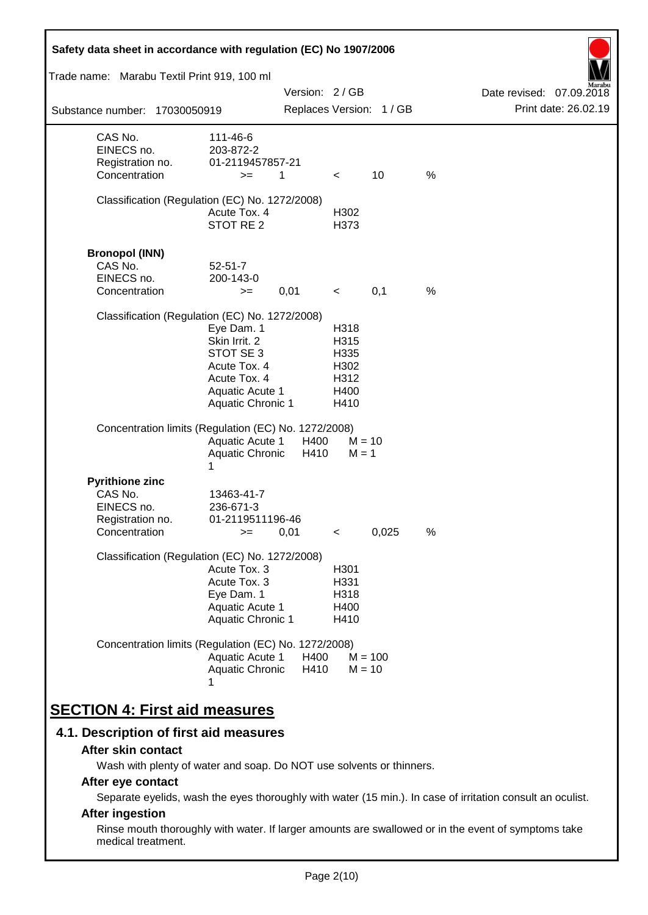| | | | | | |
|---|---|---|---|---|---|
| CAS No. | 111-46-6 | | | | |
| EINECS no. | 203-872-2 | | | | |
| Registration no. | 01-2119457857-21 | | | | |
| Concentration | >= | 1 | < | 10 | % |

Classification (Regulation (EC) No. 1272/2008)

| | |
|---|---|
| Acute Tox. 4 | H302 |
| STOT RE 2 | H373 |

**Bronopol (INN)**

| | | | | | |
|---|---|---|---|---|---|
| CAS No. | 52-51-7 | | | | |
| EINECS no. | 200-143-0 | | | | |
| Concentration | >= | 0,01 | < | 0,1 | % |

Classification (Regulation (EC) No. 1272/2008)

| | |
|---|---|
| Eye Dam. 1 | H318 |
| Skin Irrit. 2 | H315 |
| STOT SE 3 | H335 |
| Acute Tox. 4 | H302 |
| Acute Tox. 4 | H312 |
| Aquatic Acute 1 | H400 |
| Aquatic Chronic 1 | H410 |

Concentration limits (Regulation (EC) No. 1272/2008)

| | | |
|---|---|---|
| Aquatic Acute 1 | H400 | M = 10 |
| Aquatic Chronic 1 | H410 | M = 1 |

**Pyrithione zinc**

| | | | | | |
|---|---|---|---|---|---|
| CAS No. | 13463-41-7 | | | | |
| EINECS no. | 236-671-3 | | | | |
| Registration no. | 01-2119511196-46 | | | | |
| Concentration | >= | 0,01 | < | 0,025 | % |

Classification (Regulation (EC) No. 1272/2008)

| | |
|---|---|
| Acute Tox. 3 | H301 |
| Acute Tox. 3 | H331 |
| Eye Dam. 1 | H318 |
| Aquatic Acute 1 | H400 |
| Aquatic Chronic 1 | H410 |

Concentration limits (Regulation (EC) No. 1272/2008)

| | | |
|---|---|---|
| Aquatic Acute 1 | H400 | M = 100 |
| Aquatic Chronic 1 | H410 | M = 10 |

# SECTION 4: First aid measures

## 4.1. Description of first aid measures

### After skin contact

Wash with plenty of water and soap. Do NOT use solvents or thinners.

### After eye contact

Separate eyelids, wash the eyes thoroughly with water (15 min.). In case of irritation consult an oculist.

### After ingestion

Rinse mouth thoroughly with water. If larger amounts are swallowed or in the event of symptoms take medical treatment.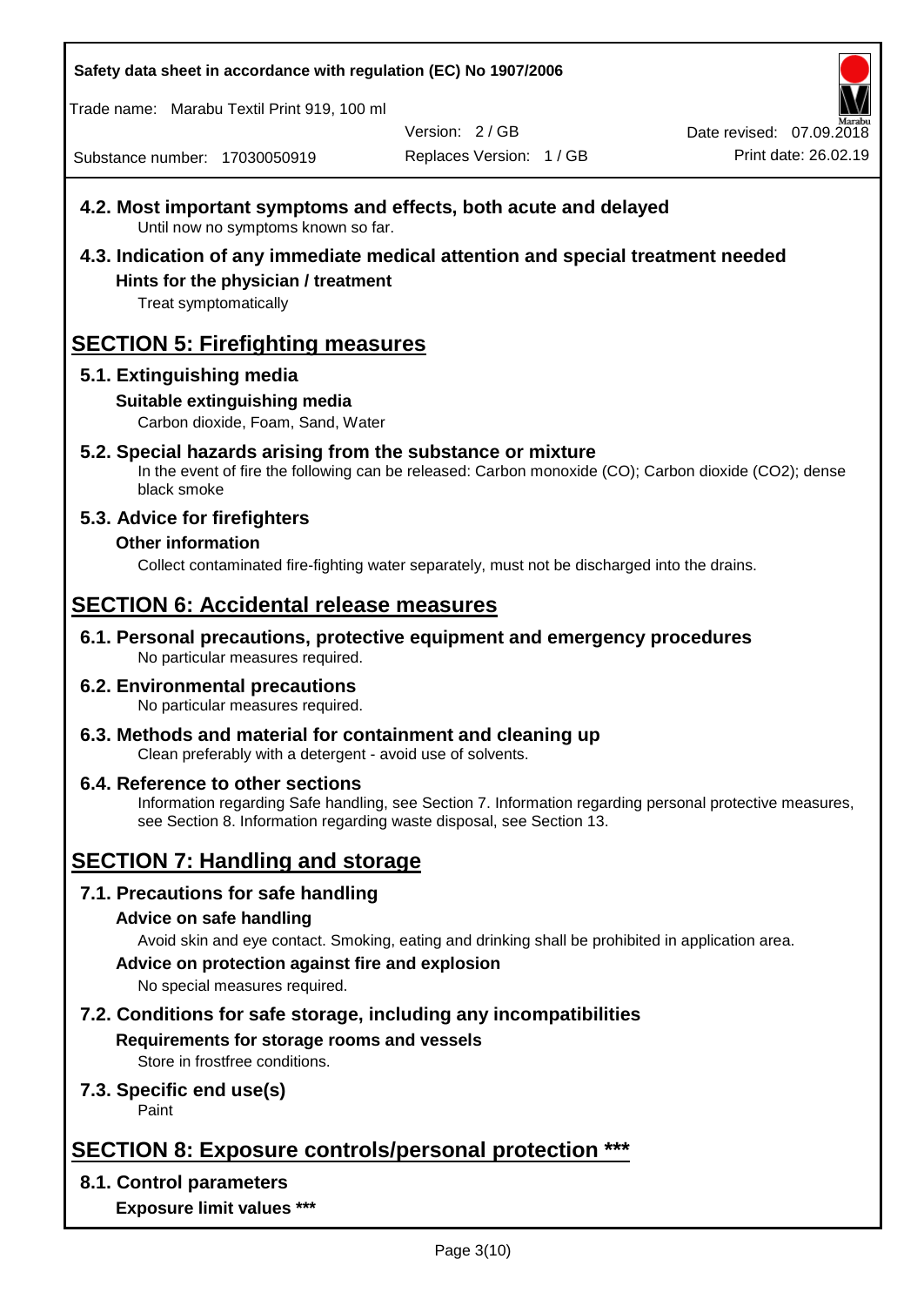### 4.2. Most important symptoms and effects, both acute and delayed

Until now no symptoms known so far.

### 4.3. Indication of any immediate medical attention and special treatment needed

**Hints for the physician / treatment**

Treat symptomatically

## SECTION 5: Firefighting measures

### 5.1. Extinguishing media

**Suitable extinguishing media**

Carbon dioxide, Foam, Sand, Water

### 5.2. Special hazards arising from the substance or mixture

In the event of fire the following can be released: Carbon monoxide (CO); Carbon dioxide ($CO_2$); dense black smoke

### 5.3. Advice for firefighters

**Other information**

Collect contaminated fire-fighting water separately, must not be discharged into the drains.

## SECTION 6: Accidental release measures

### 6.1. Personal precautions, protective equipment and emergency procedures

No particular measures required.

### 6.2. Environmental precautions

No particular measures required.

### 6.3. Methods and material for containment and cleaning up

Clean preferably with a detergent - avoid use of solvents.

### 6.4. Reference to other sections

Information regarding Safe handling, see Section 7. Information regarding personal protective measures, see Section 8. Information regarding waste disposal, see Section 13.

## SECTION 7: Handling and storage

### 7.1. Precautions for safe handling

**Advice on safe handling**

Avoid skin and eye contact. Smoking, eating and drinking shall be prohibited in application area.

**Advice on protection against fire and explosion**

No special measures required.

### 7.2. Conditions for safe storage, including any incompatibilities

**Requirements for storage rooms and vessels**

Store in frostfree conditions.

### 7.3. Specific end use(s)

Paint

## SECTION 8: Exposure controls/personal protection ***

### 8.1. Control parameters

**Exposure limit values ***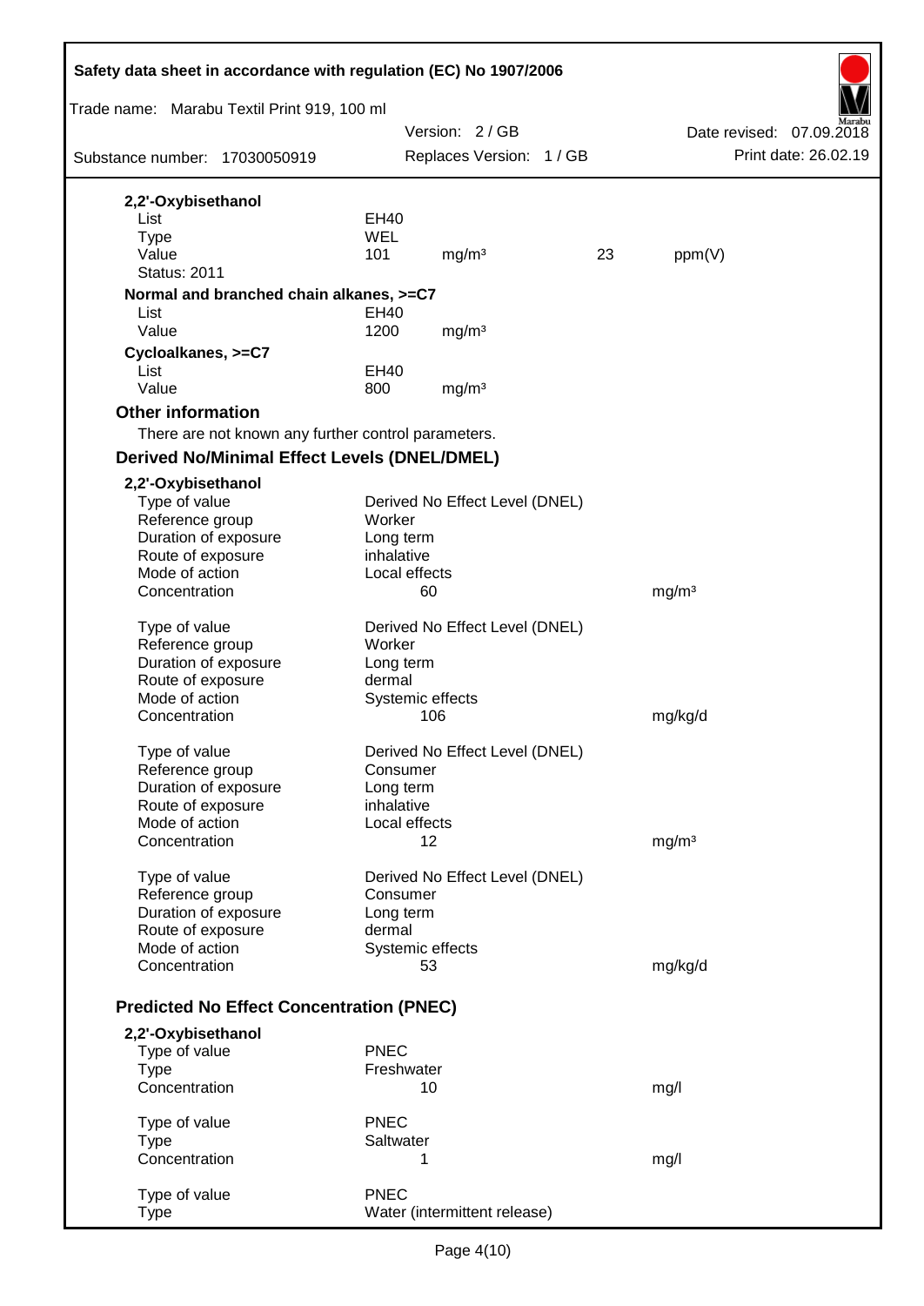**2,2'-Oxybisethanol**

| | | | | |
|---|---|---|---|---|
| List | EH40 | | | |
| Type | WEL | | | |
| Value | 101 | mg/m³ | 23 | ppm(V) |
| Status: 2011 | | | | |

**Normal and branched chain alkanes, >=C7**

| | | |
|---|---|---|
| List | EH40 | |
| Value | 1200 | mg/m³ |

**Cycloalkanes, >=C7**

| | | |
|---|---|---|
| List | EH40 | |
| Value | 800 | mg/m³ |

## Other information

There are not known any further control parameters.

## Derived No/Minimal Effect Levels (DNEL/DMEL)

**2,2'-Oxybisethanol**

| | | |
|---|---|---|
| Type of value | Derived No Effect Level (DNEL) | |
| Reference group | Worker | |
| Duration of exposure | Long term | |
| Route of exposure | inhalative | |
| Mode of action | Local effects | |
| Concentration | 60 | mg/m³ |

| | | |
|---|---|---|
| Type of value | Derived No Effect Level (DNEL) | |
| Reference group | Worker | |
| Duration of exposure | Long term | |
| Route of exposure | dermal | |
| Mode of action | Systemic effects | |
| Concentration | 106 | mg/kg/d |

| | | |
|---|---|---|
| Type of value | Derived No Effect Level (DNEL) | |
| Reference group | Consumer | |
| Duration of exposure | Long term | |
| Route of exposure | inhalative | |
| Mode of action | Local effects | |
| Concentration | 12 | mg/m³ |

| | | |
|---|---|---|
| Type of value | Derived No Effect Level (DNEL) | |
| Reference group | Consumer | |
| Duration of exposure | Long term | |
| Route of exposure | dermal | |
| Mode of action | Systemic effects | |
| Concentration | 53 | mg/kg/d |

## Predicted No Effect Concentration (PNEC)

**2,2'-Oxybisethanol**

| | | |
|---|---|---|
| Type of value | PNEC | |
| Type | Freshwater | |
| Concentration | 10 | mg/l |

| | | |
|---|---|---|
| Type of value | PNEC | |
| Type | Saltwater | |
| Concentration | 1 | mg/l |

| | |
|---|---|
| Type of value | PNEC |
| Type | Water (intermittent release) |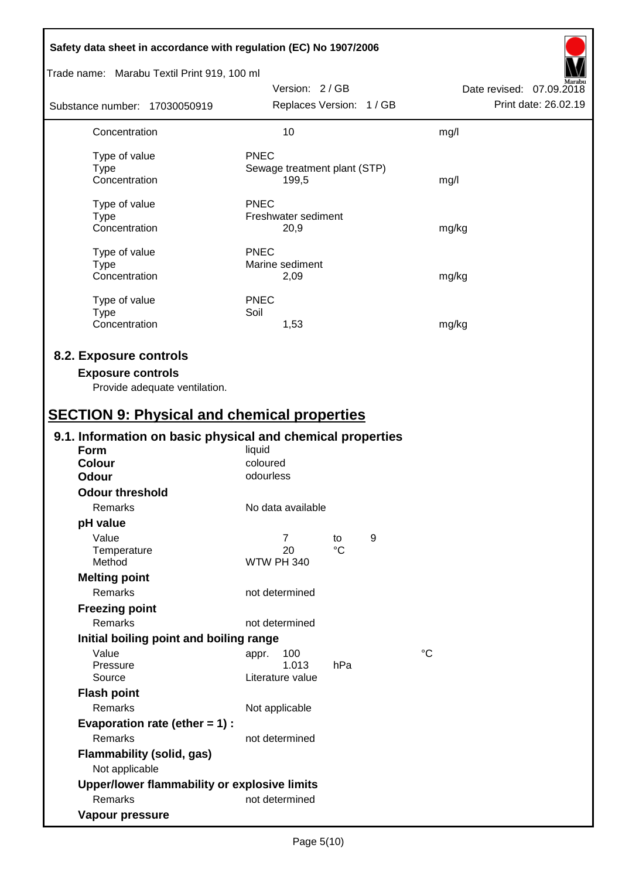| | | |
|---|---|---|
| Concentration | 10 | mg/l |
| | | |
| Type of value | PNEC | |
| Type | Sewage treatment plant (STP) | |
| Concentration | 199,5 | mg/l |
| | | |
| Type of value | PNEC | |
| Type | Freshwater sediment | |
| Concentration | 20,9 | mg/kg |
| | | |
| Type of value | PNEC | |
| Type | Marine sediment | |
| Concentration | 2,09 | mg/kg |
| | | |
| Type of value | PNEC | |
| Type | Soil | |
| Concentration | 1,53 | mg/kg |

## 8.2. Exposure controls

### Exposure controls

Provide adequate ventilation.

# SECTION 9: Physical and chemical properties

## 9.1. Information on basic physical and chemical properties

**Form** liquid

**Colour** coloured

**Odour** odourless

**Odour threshold**

| | |
|---|---|
| Remarks | No data available |

**pH value**

| | | | |
|---|---|---|---|
| Value | 7 | to | 9 |
| Temperature | 20 | °C | |
| Method | WTW PH 340 | | |

**Melting point**

| | |
|---|---|
| Remarks | not determined |

**Freezing point**

| | |
|---|---|
| Remarks | not determined |

**Initial boiling point and boiling range**

| | | | |
|---|---|---|---|
| Value | appr. 100 | | °C |
| Pressure | 1.013 | hPa | |
| Source | Literature value | | |

**Flash point**

| | |
|---|---|
| Remarks | Not applicable |

**Evaporation rate (ether = 1) :**

| | |
|---|---|
| Remarks | not determined |

**Flammability (solid, gas)**

Not applicable

**Upper/lower flammability or explosive limits**

| | |
|---|---|
| Remarks | not determined |

**Vapour pressure**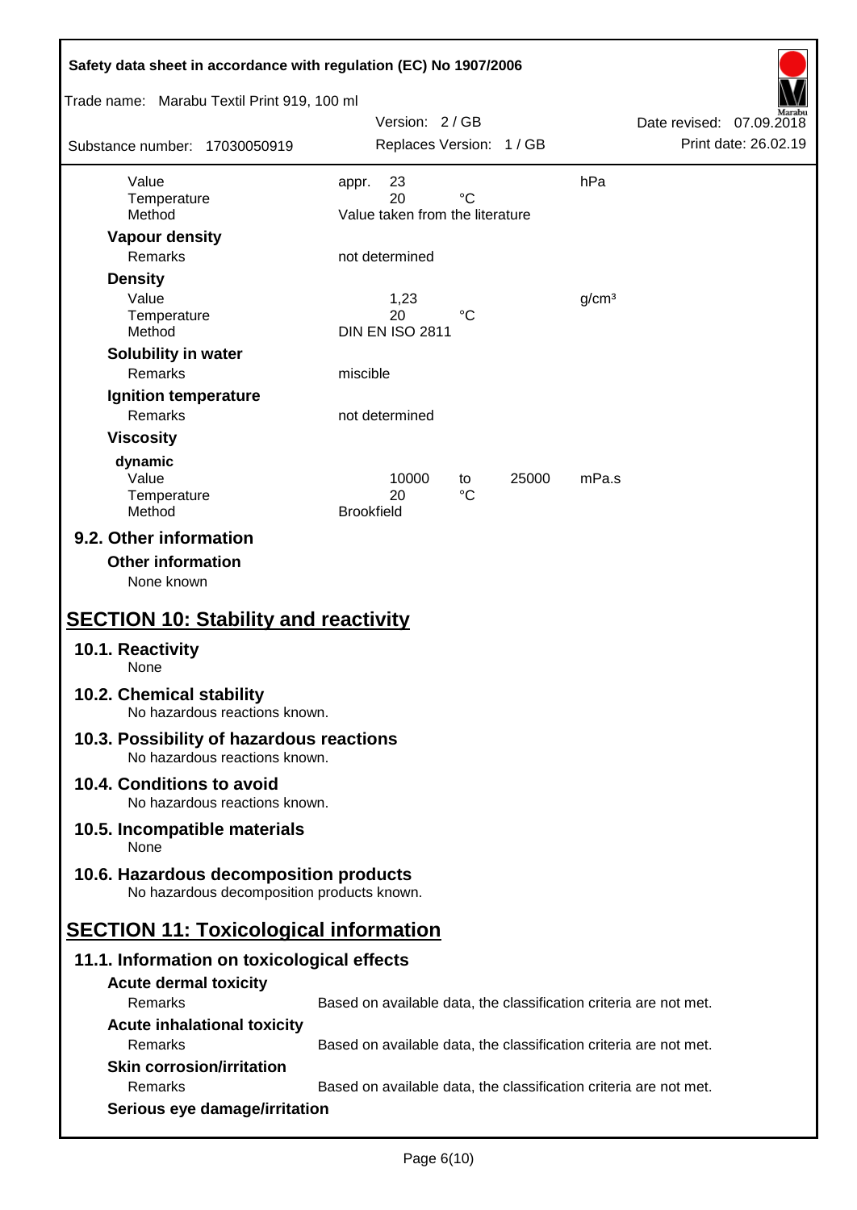| | | | | |
|---|---|---|---|---|
| Value | appr. 23 | | | hPa |
| Temperature | 20 | °C | | |
| Method | Value taken from the literature | | | |

**Vapour density**

| | |
|---|---|
| Remarks | not determined |

**Density**

| | | | |
|---|---|---|---|
| Value | 1,23 | | g/cm³ |
| Temperature | 20 | °C | |
| Method | DIN EN ISO 2811 | | |

**Solubility in water**

| | |
|---|---|
| Remarks | miscible |

**Ignition temperature**

| | |
|---|---|
| Remarks | not determined |

**Viscosity**

**dynamic**

| | | | | |
|---|---|---|---|---|
| Value | 10000 | to | 25000 | mPa.s |
| Temperature | 20 | °C | | |
| Method | Brookfield | | | |

### 9.2. Other information

**Other information**

None known

## SECTION 10: Stability and reactivity

### 10.1. Reactivity

None

### 10.2. Chemical stability

No hazardous reactions known.

### 10.3. Possibility of hazardous reactions

No hazardous reactions known.

### 10.4. Conditions to avoid

No hazardous reactions known.

### 10.5. Incompatible materials

None

### 10.6. Hazardous decomposition products

No hazardous decomposition products known.

## SECTION 11: Toxicological information

### 11.1. Information on toxicological effects

**Acute dermal toxicity**

| | |
|---|---|
| Remarks | Based on available data, the classification criteria are not met. |

**Acute inhalational toxicity**

| | |
|---|---|
| Remarks | Based on available data, the classification criteria are not met. |

**Skin corrosion/irritation**

| | |
|---|---|
| Remarks | Based on available data, the classification criteria are not met. |

**Serious eye damage/irritation**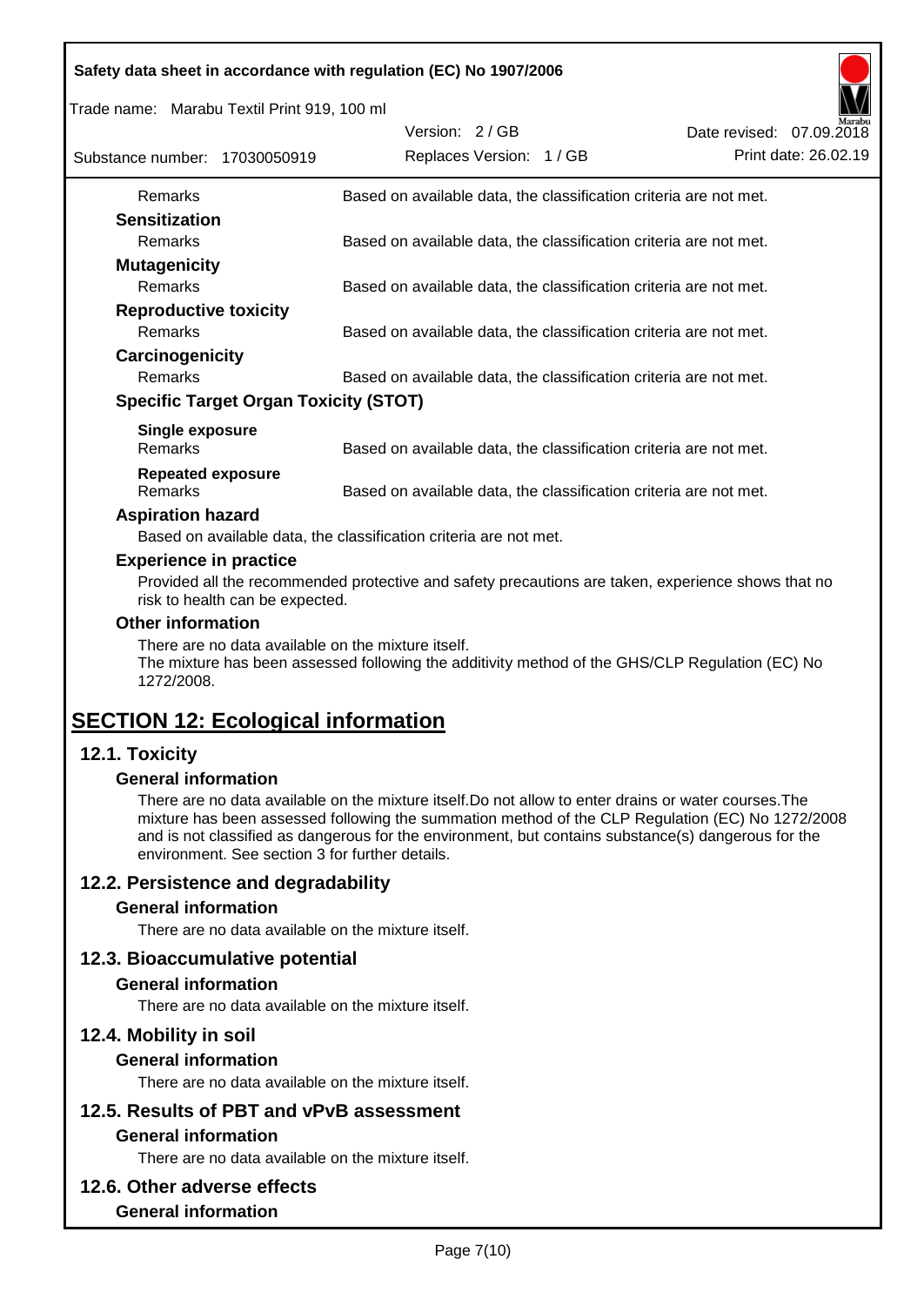| | |
|---|---|
| Remarks | Based on available data, the classification criteria are not met. |

**Sensitization**

| | |
|---|---|
| Remarks | Based on available data, the classification criteria are not met. |

**Mutagenicity**

| | |
|---|---|
| Remarks | Based on available data, the classification criteria are not met. |

**Reproductive toxicity**

| | |
|---|---|
| Remarks | Based on available data, the classification criteria are not met. |

**Carcinogenicity**

| | |
|---|---|
| Remarks | Based on available data, the classification criteria are not met. |

**Specific Target Organ Toxicity (STOT)**

**Single exposure**

| | |
|---|---|
| Remarks | Based on available data, the classification criteria are not met. |

**Repeated exposure**

| | |
|---|---|
| Remarks | Based on available data, the classification criteria are not met. |

**Aspiration hazard**

Based on available data, the classification criteria are not met.

**Experience in practice**

Provided all the recommended protective and safety precautions are taken, experience shows that no risk to health can be expected.

**Other information**

There are no data available on the mixture itself.
The mixture has been assessed following the additivity method of the GHS/CLP Regulation (EC) No 1272/2008.

# SECTION 12: Ecological information

## 12.1. Toxicity

### General information

There are no data available on the mixture itself.Do not allow to enter drains or water courses.The mixture has been assessed following the summation method of the CLP Regulation (EC) No 1272/2008 and is not classified as dangerous for the environment, but contains substance(s) dangerous for the environment. See section 3 for further details.

## 12.2. Persistence and degradability

### General information

There are no data available on the mixture itself.

## 12.3. Bioaccumulative potential

### General information

There are no data available on the mixture itself.

## 12.4. Mobility in soil

### General information

There are no data available on the mixture itself.

## 12.5. Results of PBT and vPvB assessment

### General information

There are no data available on the mixture itself.

## 12.6. Other adverse effects

### General information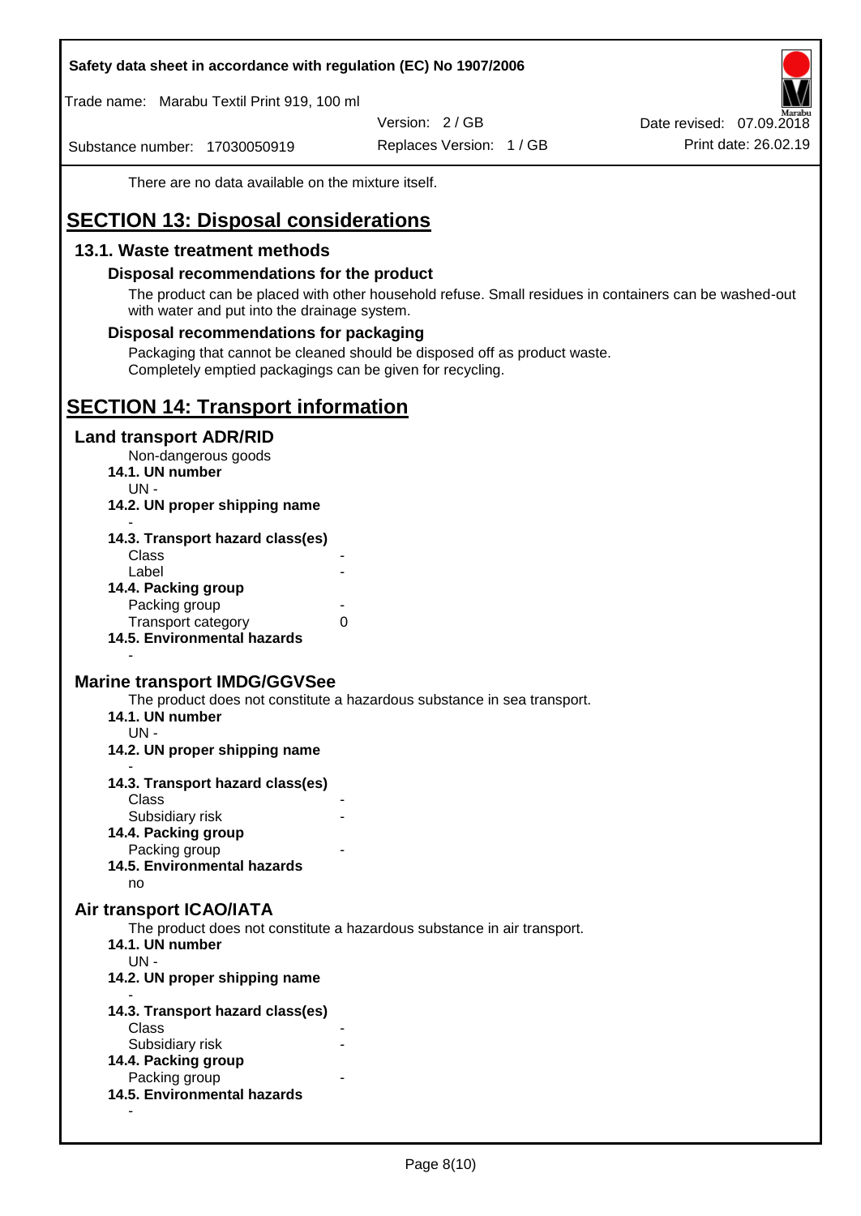There are no data available on the mixture itself.

# SECTION 13: Disposal considerations

## 13.1. Waste treatment methods

### Disposal recommendations for the product

The product can be placed with other household refuse. Small residues in containers can be washed-out with water and put into the drainage system.

### Disposal recommendations for packaging

Packaging that cannot be cleaned should be disposed off as product waste.
Completely emptied packagings can be given for recycling.

# SECTION 14: Transport information

## Land transport ADR/RID

Non-dangerous goods

**14.1. UN number**

UN -

**14.2. UN proper shipping name**

-

**14.3. Transport hazard class(es)**

Class -
Label -

**14.4. Packing group**

Packing group -
Transport category 0

**14.5. Environmental hazards**

-

## Marine transport IMDG/GGVSee

The product does not constitute a hazardous substance in sea transport.

**14.1. UN number**

UN -

**14.2. UN proper shipping name**

-

**14.3. Transport hazard class(es)**

Class -
Subsidiary risk -

**14.4. Packing group**

Packing group -

**14.5. Environmental hazards**

no

## Air transport ICAO/IATA

The product does not constitute a hazardous substance in air transport.

**14.1. UN number**

UN -

**14.2. UN proper shipping name**

-

**14.3. Transport hazard class(es)**

Class -
Subsidiary risk -

**14.4. Packing group**

Packing group -

**14.5. Environmental hazards**

-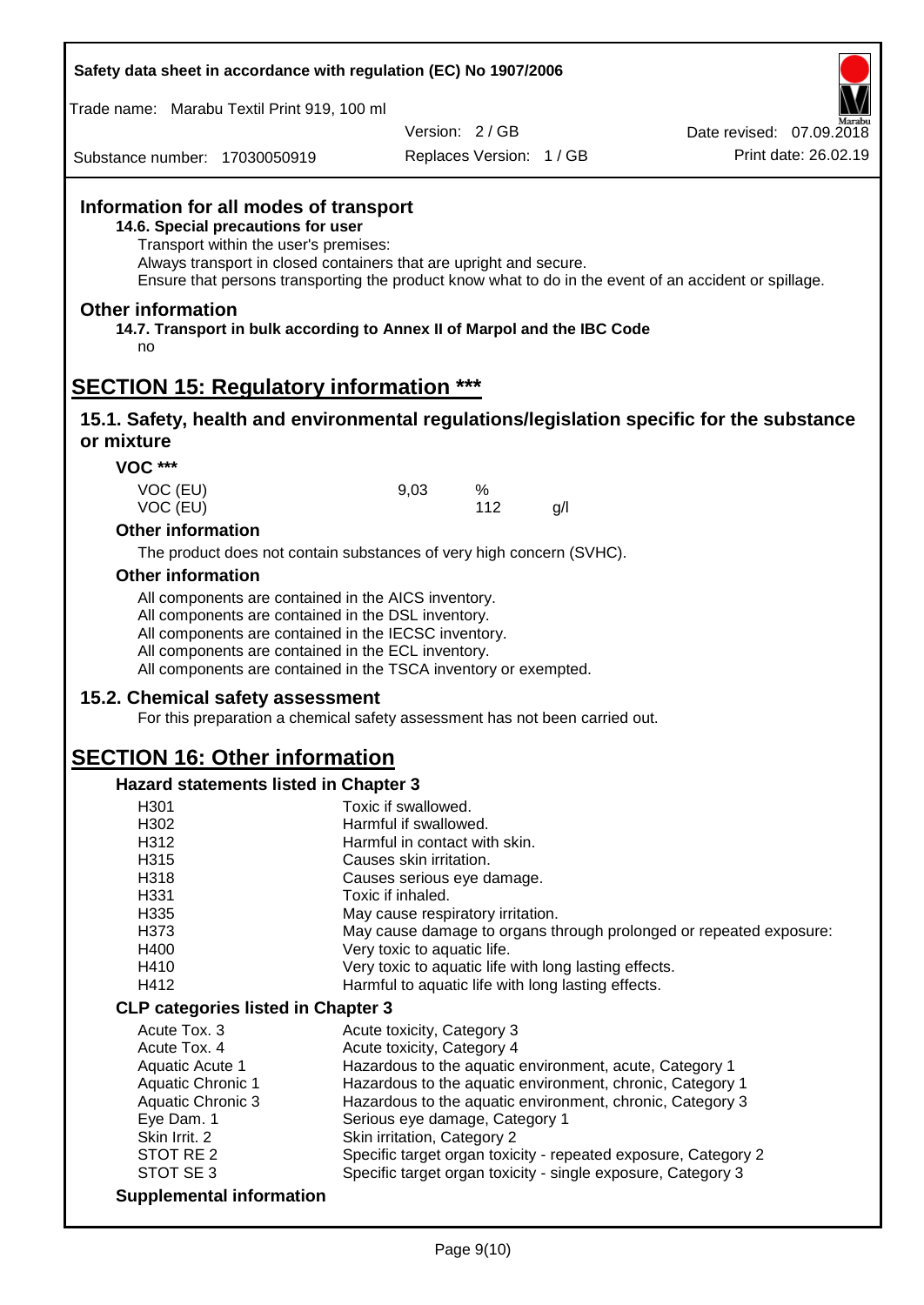## Information for all modes of transport

**14.6. Special precautions for user**

Transport within the user's premises:
Always transport in closed containers that are upright and secure.
Ensure that persons transporting the product know what to do in the event of an accident or spillage.

## Other information

**14.7. Transport in bulk according to Annex II of Marpol and the IBC Code**

no

# SECTION 15: Regulatory information ***

## 15.1. Safety, health and environmental regulations/legislation specific for the substance or mixture

### VOC ***

| | | | |
|---|---|---|---|
| VOC (EU) | 9,03 | % | |
| VOC (EU) | | 112 | g/l |

### Other information

The product does not contain substances of very high concern (SVHC).

### Other information

All components are contained in the AICS inventory.
All components are contained in the DSL inventory.
All components are contained in the IECSC inventory.
All components are contained in the ECL inventory.
All components are contained in the TSCA inventory or exempted.

## 15.2. Chemical safety assessment

For this preparation a chemical safety assessment has not been carried out.

# SECTION 16: Other information

### Hazard statements listed in Chapter 3

| | |
|---|---|
| H301 | Toxic if swallowed. |
| H302 | Harmful if swallowed. |
| H312 | Harmful in contact with skin. |
| H315 | Causes skin irritation. |
| H318 | Causes serious eye damage. |
| H331 | Toxic if inhaled. |
| H335 | May cause respiratory irritation. |
| H373 | May cause damage to organs through prolonged or repeated exposure: |
| H400 | Very toxic to aquatic life. |
| H410 | Very toxic to aquatic life with long lasting effects. |
| H412 | Harmful to aquatic life with long lasting effects. |

### CLP categories listed in Chapter 3

| | |
|---|---|
| Acute Tox. 3 | Acute toxicity, Category 3 |
| Acute Tox. 4 | Acute toxicity, Category 4 |
| Aquatic Acute 1 | Hazardous to the aquatic environment, acute, Category 1 |
| Aquatic Chronic 1 | Hazardous to the aquatic environment, chronic, Category 1 |
| Aquatic Chronic 3 | Hazardous to the aquatic environment, chronic, Category 3 |
| Eye Dam. 1 | Serious eye damage, Category 1 |
| Skin Irrit. 2 | Skin irritation, Category 2 |
| STOT RE 2 | Specific target organ toxicity - repeated exposure, Category 2 |
| STOT SE 3 | Specific target organ toxicity - single exposure, Category 3 |

### Supplemental information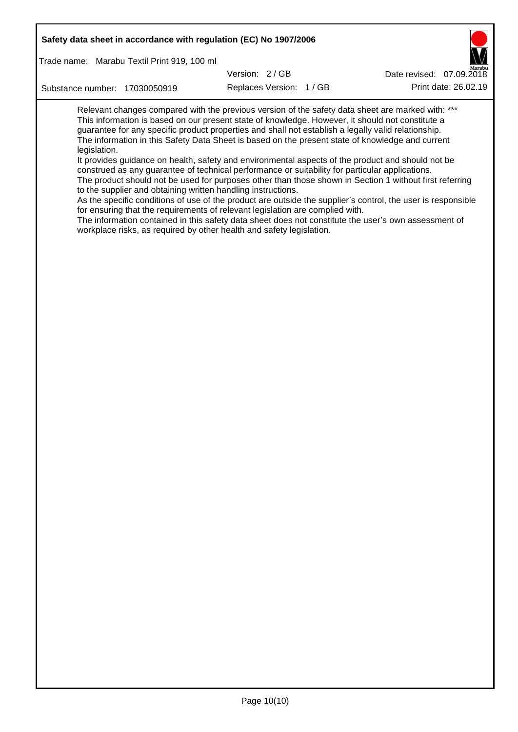Relevant changes compared with the previous version of the safety data sheet are marked with: ***
This information is based on our present state of knowledge. However, it should not constitute a guarantee for any specific product properties and shall not establish a legally valid relationship.
The information in this Safety Data Sheet is based on the present state of knowledge and current legislation.
It provides guidance on health, safety and environmental aspects of the product and should not be construed as any guarantee of technical performance or suitability for particular applications.
The product should not be used for purposes other than those shown in Section 1 without first referring to the supplier and obtaining written handling instructions.
As the specific conditions of use of the product are outside the supplier's control, the user is responsible for ensuring that the requirements of relevant legislation are complied with.
The information contained in this safety data sheet does not constitute the user's own assessment of workplace risks, as required by other health and safety legislation.